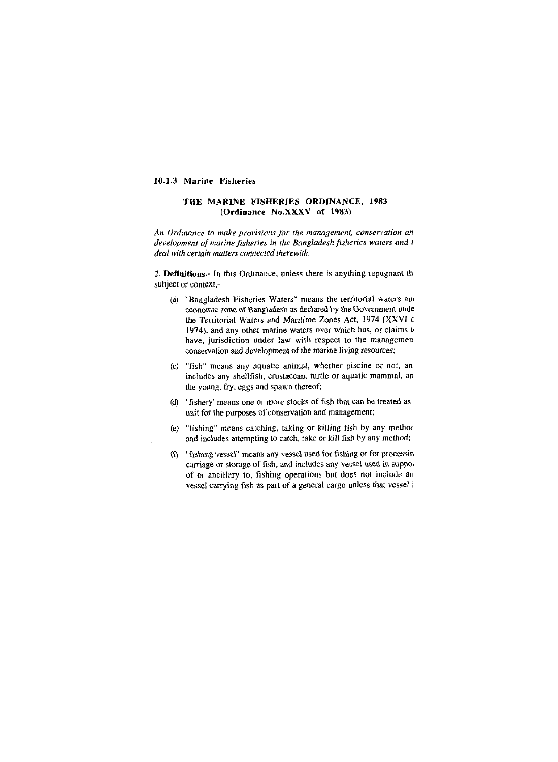### 10.1.3 Marine Fisheries

## THE MARINE FISHERIES ORDINANCE, 1983
## (Ordinance No.XXXV of 1983)

*An Ordinance to make provisions for the management, conservation an development of marine fisheries in the Bangladesh fisheries waters and t deal with certain matters connected therewith.*

2. **Definitions.**- In this Ordinance, unless there is anything repugnant th subject or context,-

(a) "Bangladesh Fisheries Waters" means the territorial waters an economic zone of Bangladesh as declared by the Government unde the Territorial Waters and Maritime Zones Act, 1974 (XXVI c 1974), and any other marine waters over which has, or claims t have, jurisdiction under law with respect to the managemen conservation and development of the marine living resources;

(c) "fish" means any aquatic animal, whether piscine or not, an includes any shellfish, crustacean, turtle or aquatic mammal, an the young, fry, eggs and spawn thereof;

(d) "fishery' means one or more stocks of fish that can be treated as unit for the purposes of conservation and management;

(e) "fishing" means catching, taking or killing fish by any methoc and includes attempting to catch, take or kill fish by any method;

(f) "fishing vessel" means any vessel used for fishing or for processin carriage or storage of fish, and includes any vessel used in suppo of or ancillary to, fishing operations but does not include an vessel carrying fish as part of a general cargo unless that vessel i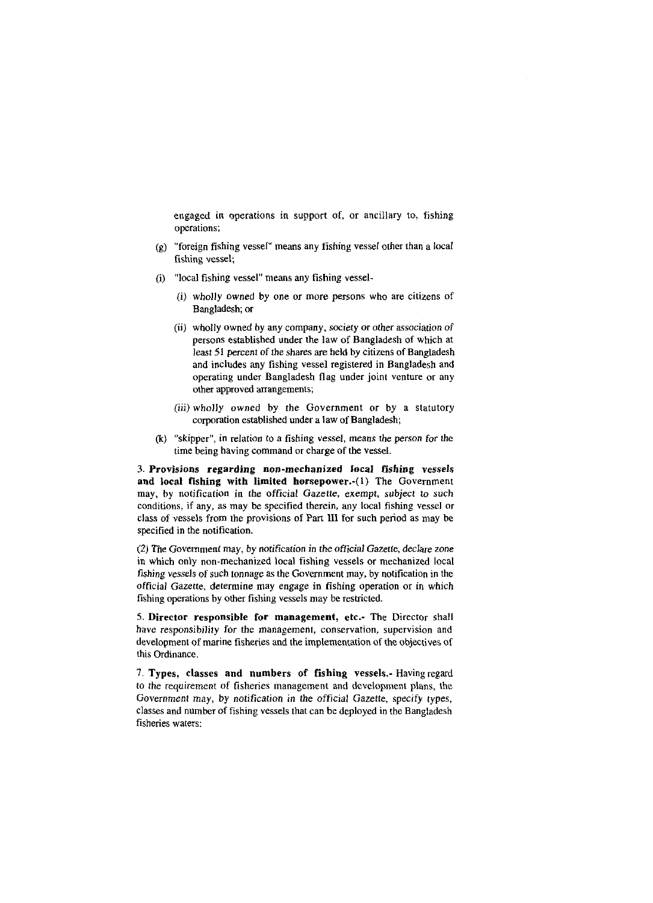engaged in operations in support of, or ancillary to, fishing operations;

(g) "foreign fishing vessel" means any fishing vessel other than a local fishing vessel;

(i) "local fishing vessel" means any fishing vessel-

   (i) wholly owned by one or more persons who are citizens of Bangladesh; or

   (ii) wholly owned by any company, society or other association of persons established under the law of Bangladesh of which at least 51 percent of the shares are held by citizens of Bangladesh and includes any fishing vessel registered in Bangladesh and operating under Bangladesh flag under joint venture or any other approved arrangements;

   (iii) wholly owned by the Government or by a statutory corporation established under a law of Bangladesh;

(k) "skipper", in relation to a fishing vessel, means the person for the time being having command or charge of the vessel.

3. **Provisions regarding non-mechanized local fishing vessels and local fishing with limited horsepower.**-(1) The Government may, by notification in the official Gazette, exempt, subject to such conditions, if any, as may be specified therein, any local fishing vessel or class of vessels from the provisions of Part III for such period as may be specified in the notification.

(2) The Government may, by notification in the official Gazette, declare zone in which only non-mechanized local fishing vessels or mechanized local fishing vessels of such tonnage as the Government may, by notification in the official Gazette, determine may engage in fishing operation or in which fishing operations by other fishing vessels may be restricted.

5. **Director responsible for management, etc.**- The Director shall have responsibility for the management, conservation, supervision and development of marine fisheries and the implementation of the objectives of this Ordinance.

7. **Types, classes and numbers of fishing vessels.**- Having regard to the requirement of fisheries management and development plans, the Government may, by notification in the official Gazette, specify types, classes and number of fishing vessels that can be deployed in the Bangladesh fisheries waters: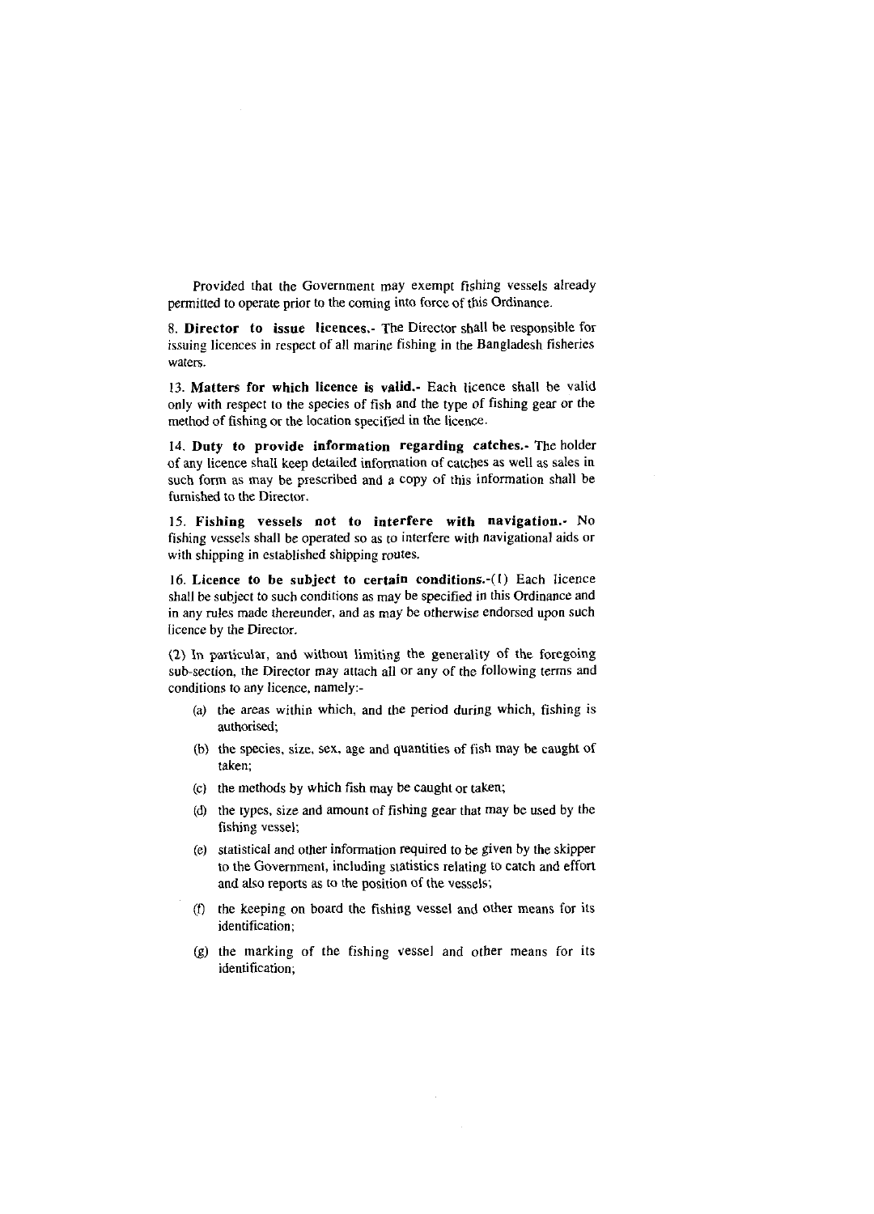Provided that the Government may exempt fishing vessels already permitted to operate prior to the coming into force of this Ordinance.

8. **Director to issue licences.-** The Director shall be responsible for issuing licences in respect of all marine fishing in the Bangladesh fisheries waters.

13. **Matters for which licence is valid.-** Each licence shall be valid only with respect to the species of fish and the type of fishing gear or the method of fishing or the location specified in the licence.

14. **Duty to provide information regarding catches.-** The holder of any licence shall keep detailed information of catches as well as sales in such form as may be prescribed and a copy of this information shall be furnished to the Director.

15. **Fishing vessels not to interfere with navigation.-** No fishing vessels shall be operated so as to interfere with navigational aids or with shipping in established shipping routes.

16. **Licence to be subject to certain conditions.-**(1) Each licence shall be subject to such conditions as may be specified in this Ordinance and in any rules made thereunder, and as may be otherwise endorsed upon such licence by the Director.

(2) In particular, and without limiting the generality of the foregoing sub-section, the Director may attach all or any of the following terms and conditions to any licence, namely:-

(a) the areas within which, and the period during which, fishing is authorised;

(b) the species, size, sex, age and quantities of fish may be caught of taken;

(c) the methods by which fish may be caught or taken;

(d) the types, size and amount of fishing gear that may be used by the fishing vessel;

(e) statistical and other information required to be given by the skipper to the Government, including statistics relating to catch and effort and also reports as to the position of the vessels;

(f) the keeping on board the fishing vessel and other means for its identification;

(g) the marking of the fishing vessel and other means for its identification;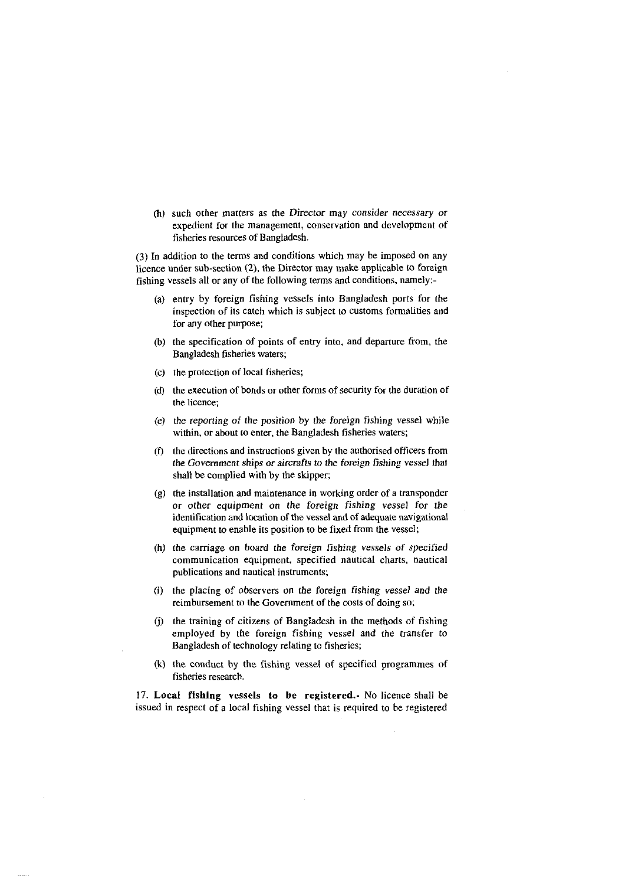(h) such other matters as the Director may consider necessary or expedient for the management, conservation and development of fisheries resources of Bangladesh.

(3) In addition to the terms and conditions which may be imposed on any licence under sub-section (2), the Director may make applicable to foreign fishing vessels all or any of the following terms and conditions, namely:-

(a) entry by foreign fishing vessels into Bangladesh ports for the inspection of its catch which is subject to customs formalities and for any other purpose;

(b) the specification of points of entry into, and departure from, the Bangladesh fisheries waters;

(c) the protection of local fisheries;

(d) the execution of bonds or other forms of security for the duration of the licence;

(e) the reporting of the position by the foreign fishing vessel while within, or about to enter, the Bangladesh fisheries waters;

(f) the directions and instructions given by the authorised officers from the Government ships or aircrafts to the foreign fishing vessel that shall be complied with by the skipper;

(g) the installation and maintenance in working order of a transponder or other equipment on the foreign fishing vessel for the identification and location of the vessel and of adequate navigational equipment to enable its position to be fixed from the vessel;

(h) the carriage on board the foreign fishing vessels of specified communication equipment, specified nautical charts, nautical publications and nautical instruments;

(i) the placing of observers on the foreign fishing vessel and the reimbursement to the Government of the costs of doing so;

(j) the training of citizens of Bangladesh in the methods of fishing employed by the foreign fishing vessel and the transfer to Bangladesh of technology relating to fisheries;

(k) the conduct by the fishing vessel of specified programmes of fisheries research.

17. **Local fishing vessels to be registered.-** No licence shall be issued in respect of a local fishing vessel that is required to be registered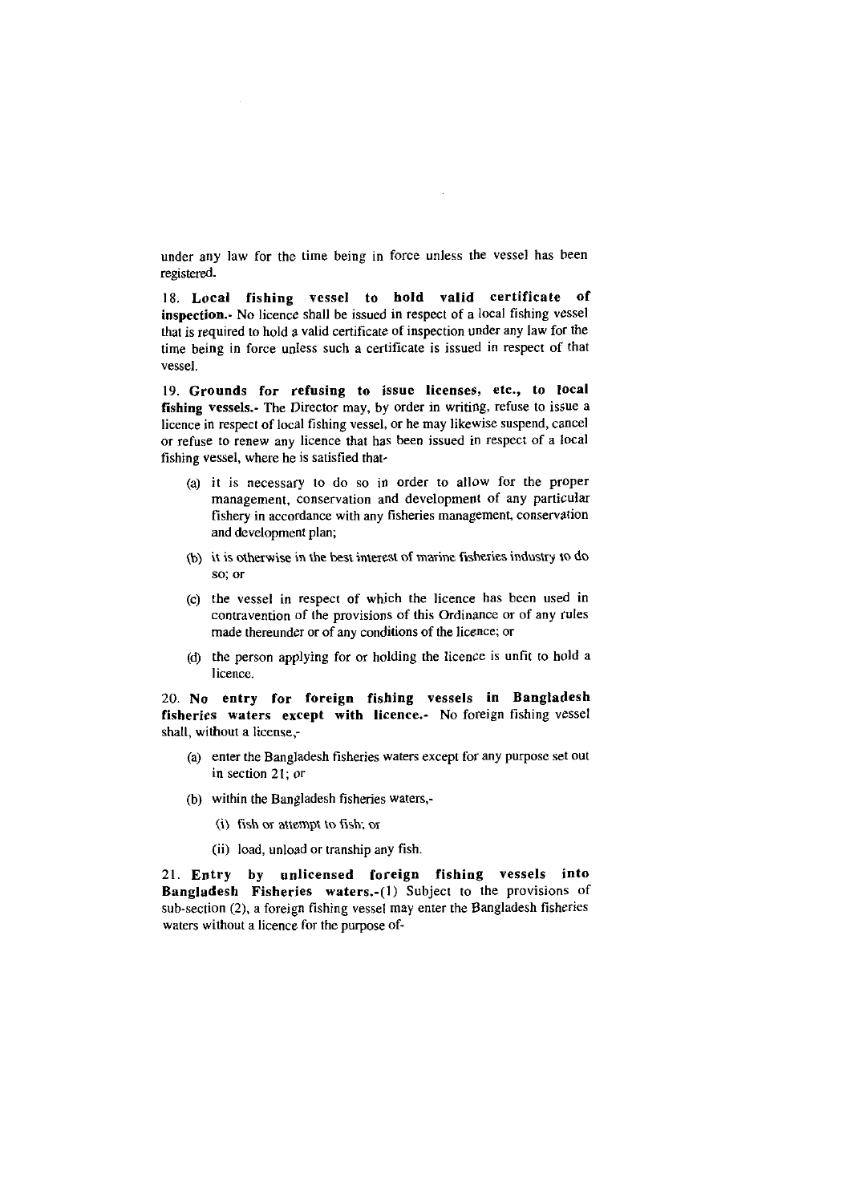under any law for the time being in force unless the vessel has been registered.

**18. Local fishing vessel to hold valid certificate of inspection.**- No licence shall be issued in respect of a local fishing vessel that is required to hold a valid certificate of inspection under any law for the time being in force unless such a certificate is issued in respect of that vessel.

**19. Grounds for refusing to issue licenses, etc., to local fishing vessels.**- The Director may, by order in writing, refuse to issue a licence in respect of local fishing vessel, or he may likewise suspend, cancel or refuse to renew any licence that has been issued in respect of a local fishing vessel, where he is satisfied that-

(a) it is necessary to do so in order to allow for the proper management, conservation and development of any particular fishery in accordance with any fisheries management, conservation and development plan;

(b) it is otherwise in the best interest of marine fisheries industry to do so; or

(c) the vessel in respect of which the licence has been used in contravention of the provisions of this Ordinance or of any rules made thereunder or of any conditions of the licence; or

(d) the person applying for or holding the licence is unfit to hold a licence.

**20. No entry for foreign fishing vessels in Bangladesh fisheries waters except with licence.**- No foreign fishing vessel shall, without a license,-

(a) enter the Bangladesh fisheries waters except for any purpose set out in section 21; or

(b) within the Bangladesh fisheries waters,-

(i) fish or attempt to fish; or

(ii) load, unload or tranship any fish.

**21. Entry by unlicensed foreign fishing vessels into Bangladesh Fisheries waters.**-(1) Subject to the provisions of sub-section (2), a foreign fishing vessel may enter the Bangladesh fisheries waters without a licence for the purpose of-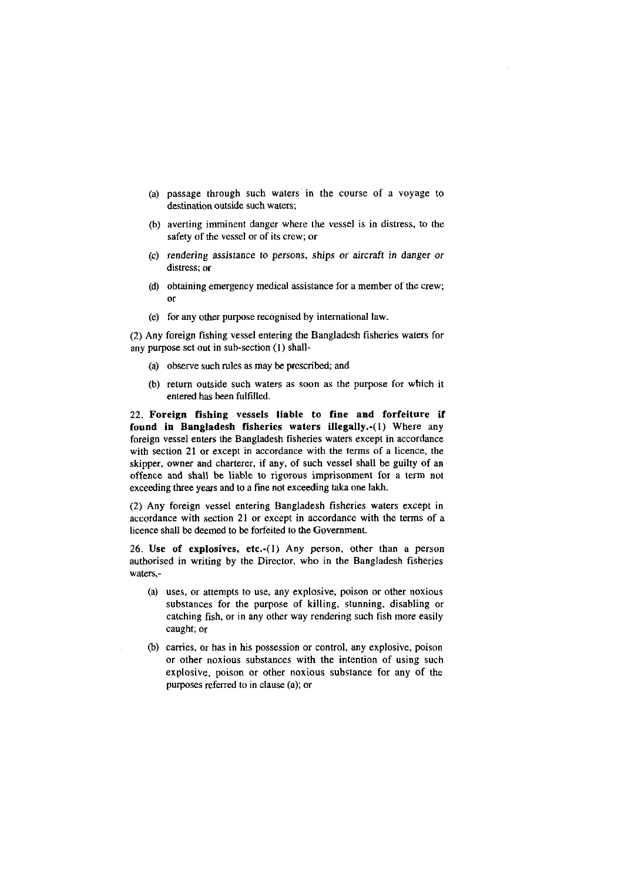(a) passage through such waters in the course of a voyage to destination outside such waters;

(b) averting imminent danger where the vessel is in distress, to the safety of the vessel or of its crew; or

(c) *rendering assistance to persons, ships or aircraft in danger or* distress; or

(d) obtaining emergency medical assistance for a member of the crew; or

(e) for any other purpose recognised by international law.

(2) Any foreign fishing vessel entering the Bangladesh fisheries waters for any purpose set out in sub-section (1) shall-

(a) observe such rules as may be prescribed; and

(b) return outside such waters as soon as the purpose for which it entered has been fulfilled.

22. **Foreign fishing vessels liable to fine and forfeiture if found in Bangladesh fisheries waters illegally.**-(1) Where any foreign vessel enters the Bangladesh fisheries waters except in accordance with section 21 or except in accordance with the terms of a licence, the skipper, owner and charterer, if any, of such vessel shall be guilty of an offence and shall be liable to rigorous imprisonment for a term not exceeding three years and to a fine not exceeding taka one lakh.

(2) Any foreign vessel entering Bangladesh fisheries waters except in accordance with section 21 or except in accordance with the terms of a licence shall be deemed to be forfeited to the Government.

26. **Use of explosives, etc.**-(1) Any person, other than a person authorised in writing by the Director, who in the Bangladesh fisheries waters,-

(a) uses, or attempts to use, any explosive, poison or other noxious substances for the purpose of killing, stunning, disabling or catching fish, or in any other way rendering such fish more easily caught; or

(b) carries, or has in his possession or control, any explosive, poison or other noxious substances with the intention of using such explosive, poison or other noxious substance for any of the purposes referred to in clause (a); or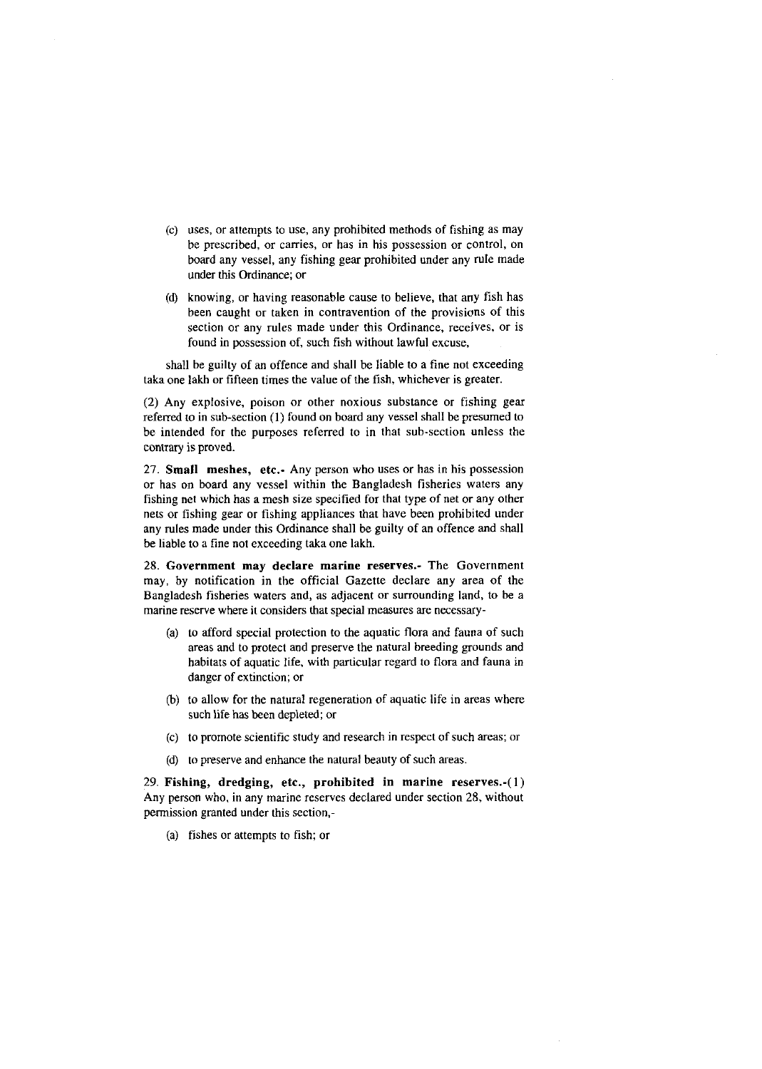(c) uses, or attempts to use, any prohibited methods of fishing as may be prescribed, or carries, or has in his possession or control, on board any vessel, any fishing gear prohibited under any rule made under this Ordinance; or

(d) knowing, or having reasonable cause to believe, that any fish has been caught or taken in contravention of the provisions of this section or any rules made under this Ordinance, receives, or is found in possession of, such fish without lawful excuse,

shall be guilty of an offence and shall be liable to a fine not exceeding taka one lakh or fifteen times the value of the fish, whichever is greater.

(2) Any explosive, poison or other noxious substance or fishing gear referred to in sub-section (1) found on board any vessel shall be presumed to be intended for the purposes referred to in that sub-section unless the contrary is proved.

27. **Small meshes, etc.-** Any person who uses or has in his possession or has on board any vessel within the Bangladesh fisheries waters any fishing net which has a mesh size specified for that type of net or any other nets or fishing gear or fishing appliances that have been prohibited under any rules made under this Ordinance shall be guilty of an offence and shall be liable to a fine not exceeding taka one lakh.

28. **Government may declare marine reserves.-** The Government may, by notification in the official Gazette declare any area of the Bangladesh fisheries waters and, as adjacent or surrounding land, to be a marine reserve where it considers that special measures are necessary-

(a) to afford special protection to the aquatic flora and fauna of such areas and to protect and preserve the natural breeding grounds and habitats of aquatic life, with particular regard to flora and fauna in danger of extinction; or

(b) to allow for the natural regeneration of aquatic life in areas where such life has been depleted; or

(c) to promote scientific study and research in respect of such areas; or

(d) to preserve and enhance the natural beauty of such areas.

29. **Fishing, dredging, etc., prohibited in marine reserves.-**(1) Any person who, in any marine reserves declared under section 28, without permission granted under this section,-

(a) fishes or attempts to fish; or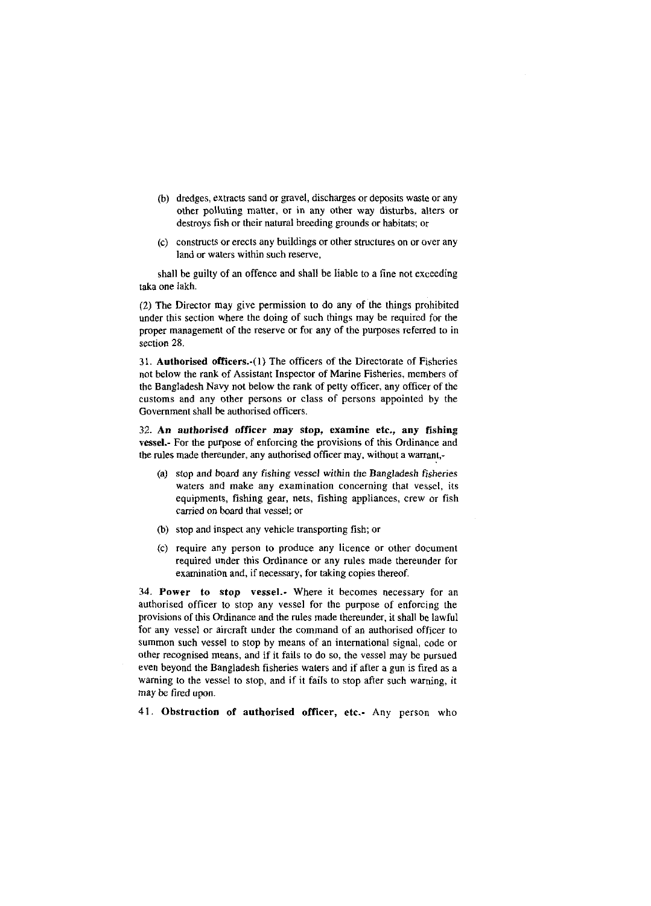(b) dredges, extracts sand or gravel, discharges or deposits waste or any other polluting matter, or in any other way disturbs, alters or destroys fish or their natural breeding grounds or habitats; or

(c) constructs or erects any buildings or other structures on or over any land or waters within such reserve,

shall be guilty of an offence and shall be liable to a fine not exceeding taka one lakh.

(2) The Director may give permission to do any of the things prohibited under this section where the doing of such things may be required for the proper management of the reserve or for any of the purposes referred to in section 28.

31. **Authorised officers.**-(1) The officers of the Directorate of Fisheries not below the rank of Assistant Inspector of Marine Fisheries, members of the Bangladesh Navy not below the rank of petty officer, any officer of the customs and any other persons or class of persons appointed by the Government shall be authorised officers.

32. **An authorised officer may stop, examine etc., any fishing vessel.**- For the purpose of enforcing the provisions of this Ordinance and the rules made thereunder, any authorised officer may, without a warrant,-

(a) stop and board any fishing vessel within the Bangladesh fisheries waters and make any examination concerning that vessel, its equipments, fishing gear, nets, fishing appliances, crew or fish carried on board that vessel; or

(b) stop and inspect any vehicle transporting fish; or

(c) require any person to produce any licence or other document required under this Ordinance or any rules made thereunder for examination and, if necessary, for taking copies thereof.

34. **Power to stop vessel.**- Where it becomes necessary for an authorised officer to stop any vessel for the purpose of enforcing the provisions of this Ordinance and the rules made thereunder, it shall be lawful for any vessel or aircraft under the command of an authorised officer to summon such vessel to stop by means of an international signal, code or other recognised means, and if it fails to do so, the vessel may be pursued even beyond the Bangladesh fisheries waters and if after a gun is fired as a warning to the vessel to stop, and if it fails to stop after such warning, it may be fired upon.

41. **Obstruction of authorised officer, etc.**- Any person who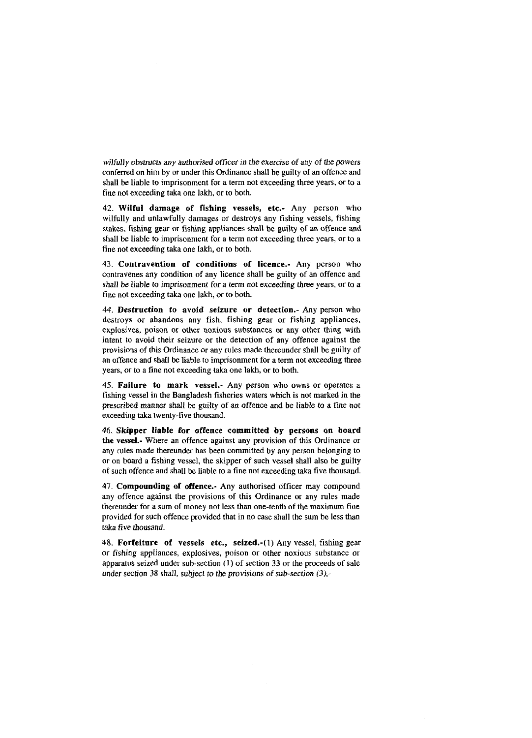wilfully obstructs any authorised officer in the exercise of any of the powers conferred on him by or under this Ordinance shall be guilty of an offence and shall be liable to imprisonment for a term not exceeding three years, or to a fine not exceeding taka one lakh, or to both.

42. **Wilful damage of fishing vessels, etc.-** Any person who wilfully and unlawfully damages or destroys any fishing vessels, fishing stakes, fishing gear or fishing appliances shall be guilty of an offence and shall be liable to imprisonment for a term not exceeding three years, or to a fine not exceeding taka one lakh, or to both.

43. **Contravention of conditions of licence.-** Any person who contravenes any condition of any licence shall be guilty of an offence and shall be liable to imprisonment for a term not exceeding three years, or to a fine not exceeding taka one lakh, or to both.

44. **Destruction to avoid seizure or detection.-** Any person who destroys or abandons any fish, fishing gear or fishing appliances, explosives, poison or other noxious substances or any other thing with intent to avoid their seizure or the detection of any offence against the provisions of this Ordinance or any rules made thereunder shall be guilty of an offence and shall be liable to imprisonment for a term not exceeding three years, or to a fine not exceeding taka one lakh, or to both.

45. **Failure to mark vessel.-** Any person who owns or operates a fishing vessel in the Bangladesh fisheries waters which is not marked in the prescribed manner shall be guilty of an offence and be liable to a fine not exceeding taka twenty-five thousand.

46. **Skipper liable for offence committed by persons on board the vessel.-** Where an offence against any provision of this Ordinance or any rules made thereunder has been committed by any person belonging to or on board a fishing vessel, the skipper of such vessel shall also be guilty of such offence and shall be liable to a fine not exceeding taka five thousand.

47. **Compounding of offence.-** Any authorised officer may compound any offence against the provisions of this Ordinance or any rules made thereunder for a sum of money not less than one-tenth of the maximum fine provided for such offence provided that in no case shall the sum be less than taka five thousand.

48. **Forfeiture of vessels etc., seized.-**(1) Any vessel, fishing gear or fishing appliances, explosives, poison or other noxious substance or apparatus seized under sub-section (1) of section 33 or the proceeds of sale under section 38 shall, subject to the provisions of sub-section (3),-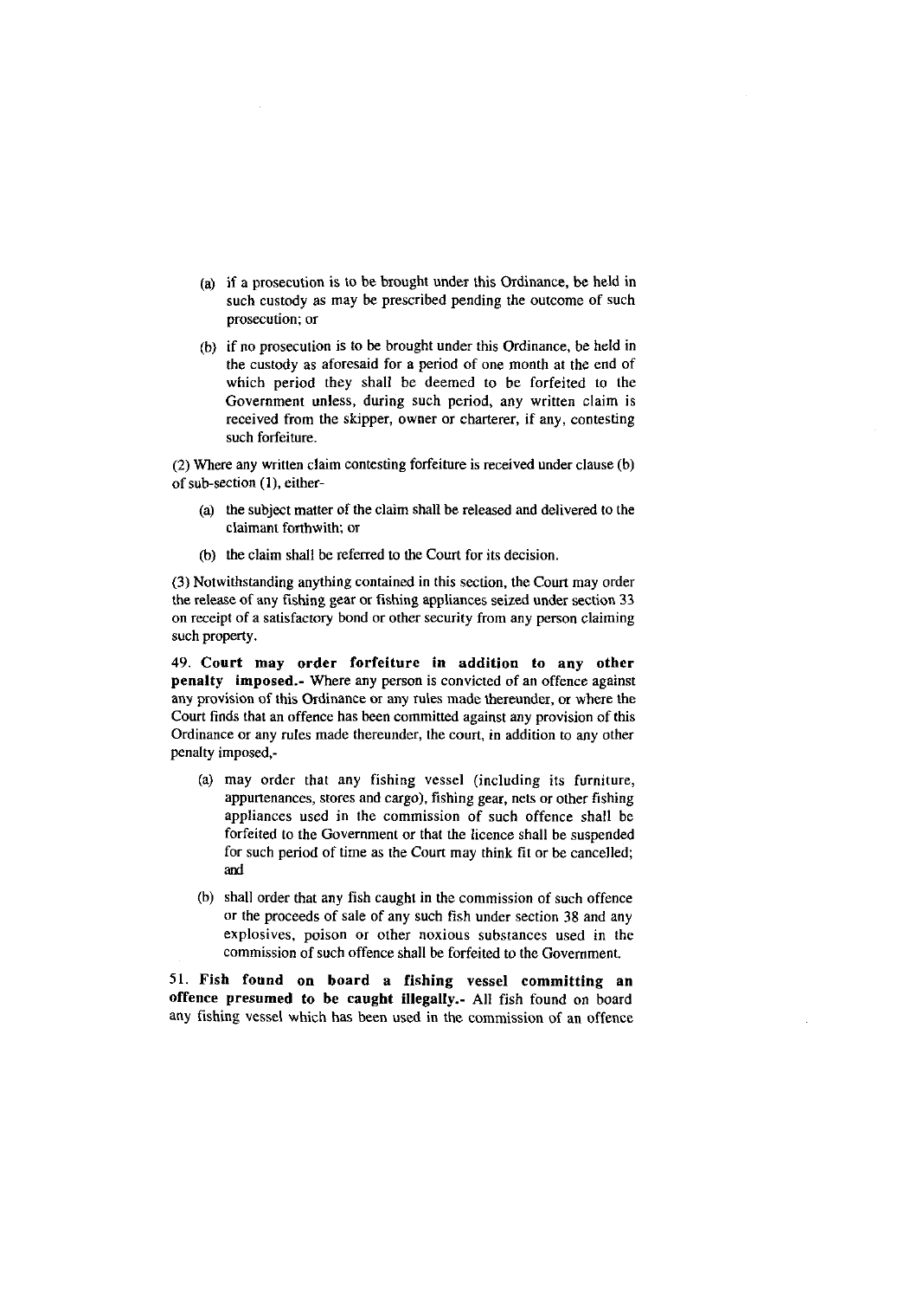(a) if a prosecution is to be brought under this Ordinance, be held in such custody as may be prescribed pending the outcome of such prosecution; or

(b) if no prosecution is to be brought under this Ordinance, be held in the custody as aforesaid for a period of one month at the end of which period they shall be deemed to be forfeited to the Government unless, during such period, any written claim is received from the skipper, owner or charterer, if any, contesting such forfeiture.

(2) Where any written claim contesting forfeiture is received under clause (b) of sub-section (1), either-

(a) the subject matter of the claim shall be released and delivered to the claimant forthwith; or

(b) the claim shall be referred to the Court for its decision.

(3) Notwithstanding anything contained in this section, the Court may order the release of any fishing gear or fishing appliances seized under section 33 on receipt of a satisfactory bond or other security from any person claiming such property.

49. **Court may order forfeiture in addition to any other penalty imposed.-** Where any person is convicted of an offence against any provision of this Ordinance or any rules made thereunder, or where the Court finds that an offence has been committed against any provision of this Ordinance or any rules made thereunder, the court, in addition to any other penalty imposed,-

(a) may order that any fishing vessel (including its furniture, appurtenances, stores and cargo), fishing gear, nets or other fishing appliances used in the commission of such offence shall be forfeited to the Government or that the licence shall be suspended for such period of time as the Court may think fit or be cancelled; and

(b) shall order that any fish caught in the commission of such offence or the proceeds of sale of any such fish under section 38 and any explosives, poison or other noxious substances used in the commission of such offence shall be forfeited to the Government.

51. **Fish found on board a fishing vessel committing an offence presumed to be caught illegally.-** All fish found on board any fishing vessel which has been used in the commission of an offence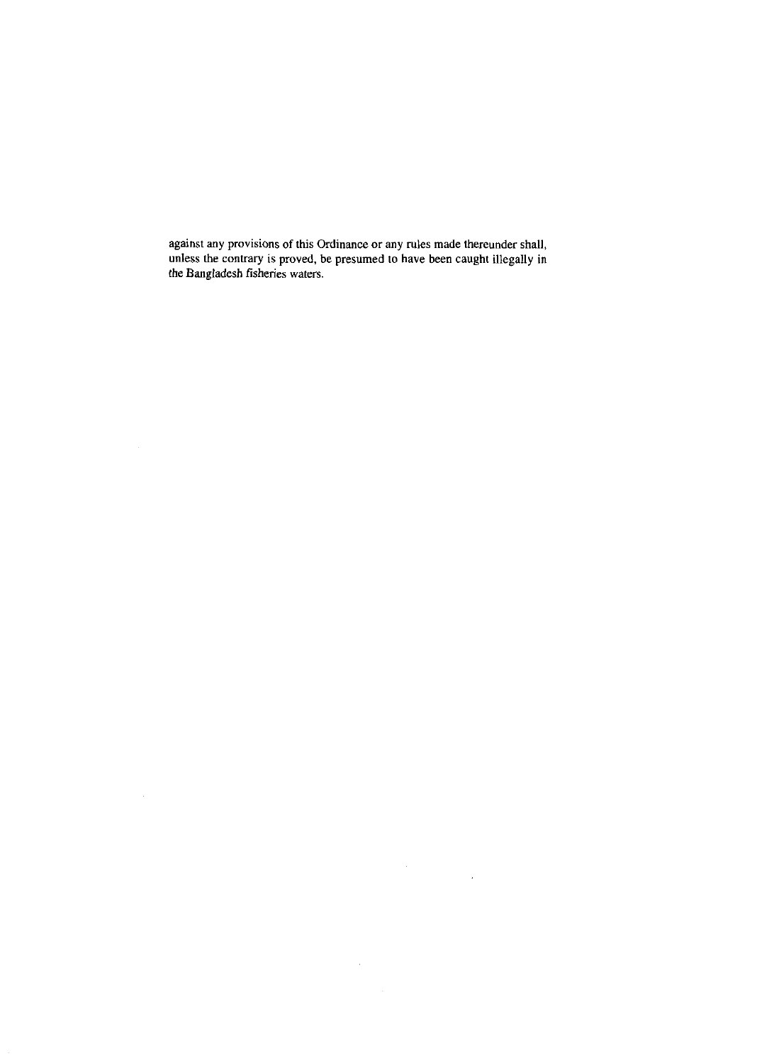against any provisions of this Ordinance or any rules made thereunder shall, unless the contrary is proved, be presumed to have been caught illegally in the Bangladesh fisheries waters.